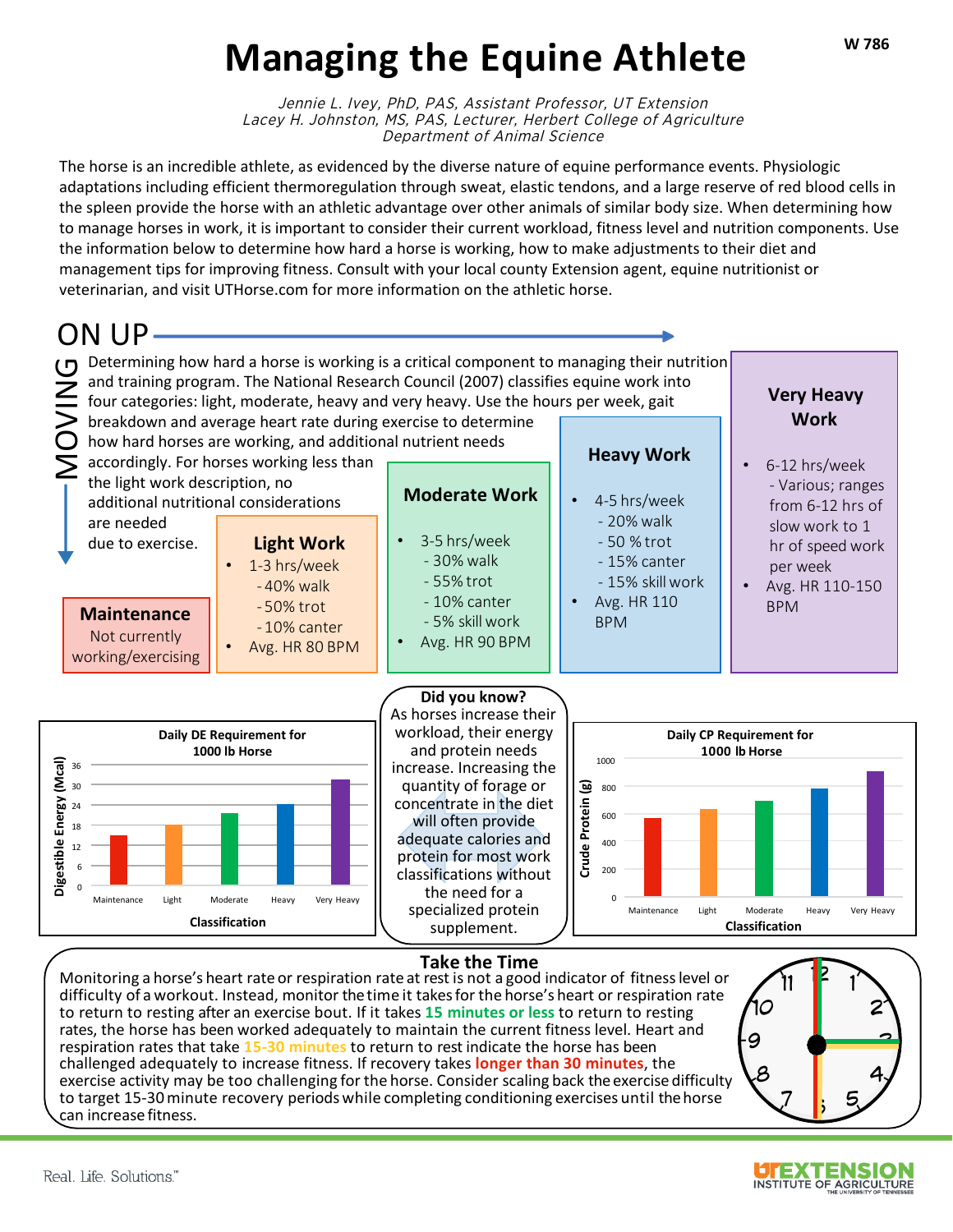# Managing the Equine Athlete

W 786

*Jennie L. Ivey, PhD, PAS, Assistant Professor, UT Extension*
*Lacey H. Johnston, MS, PAS, Lecturer, Herbert College of Agriculture*
*Department of Animal Science*

The horse is an incredible athlete, as evidenced by the diverse nature of equine performance events. Physiologic adaptations including efficient thermoregulation through sweat, elastic tendons, and a large reserve of red blood cells in the spleen provide the horse with an athletic advantage over other animals of similar body size. When determining how to manage horses in work, it is important to consider their current workload, fitness level and nutrition components. Use the information below to determine how hard a horse is working, how to make adjustments to their diet and management tips for improving fitness. Consult with your local county Extension agent, equine nutritionist or veterinarian, and visit UTHorse.com for more information on the athletic horse.

## MOVING ON UP

Determining how hard a horse is working is a critical component to managing their nutrition and training program. The National Research Council (2007) classifies equine work into four categories: light, moderate, heavy and very heavy. Use the hours per week, gait breakdown and average heart rate during exercise to determine how hard horses are working, and additional nutrient needs accordingly. For horses working less than the light work description, no additional nutritional considerations are needed due to exercise.

### Maintenance

Not currently working/exercising

### Light Work

- 1-3 hrs/week
  - 40% walk
  - 50% trot
  - 10% canter
- Avg. HR 80 BPM

### Moderate Work

- 3-5 hrs/week
  - 30% walk
  - 55% trot
  - 10% canter
  - 5% skill work
- Avg. HR 90 BPM

### Heavy Work

- 4-5 hrs/week
  - 20% walk
  - 50 % trot
  - 15% canter
  - 15% skill work
- Avg. HR 110 BPM

### Very Heavy Work

- 6-12 hrs/week
  - Various; ranges from 6-12 hrs of slow work to 1 hr of speed work per week
- Avg. HR 110-150 BPM

**Daily DE Requirement for 1000 lb Horse**

(Bar chart: Digestible Energy (Mcal) by Classification — Maintenance, Light, Moderate, Heavy, Very Heavy)

**Did you know?**
As horses increase their workload, their energy and protein needs increase. Increasing the quantity of forage or concentrate in the diet will often provide adequate calories and protein for most work classifications without the need for a specialized protein supplement.

**Daily CP Requirement for 1000 lb Horse**

(Bar chart: Crude Protein (g) by Classification — Maintenance, Light, Moderate, Heavy, Very Heavy)

## Take the Time

Monitoring a horse's heart rate or respiration rate at rest is not a good indicator of fitness level or difficulty of a workout. Instead, monitor the time it takes for the horse's heart or respiration rate to return to resting after an exercise bout. If it takes **15 minutes or less** to return to resting rates, the horse has been worked adequately to maintain the current fitness level. Heart and respiration rates that take **15-30 minutes** to return to rest indicate the horse has been challenged adequately to increase fitness. If recovery takes **longer than 30 minutes**, the exercise activity may be too challenging for the horse. Consider scaling back the exercise difficulty to target 15-30 minute recovery periods while completing conditioning exercises until the horse can increase fitness.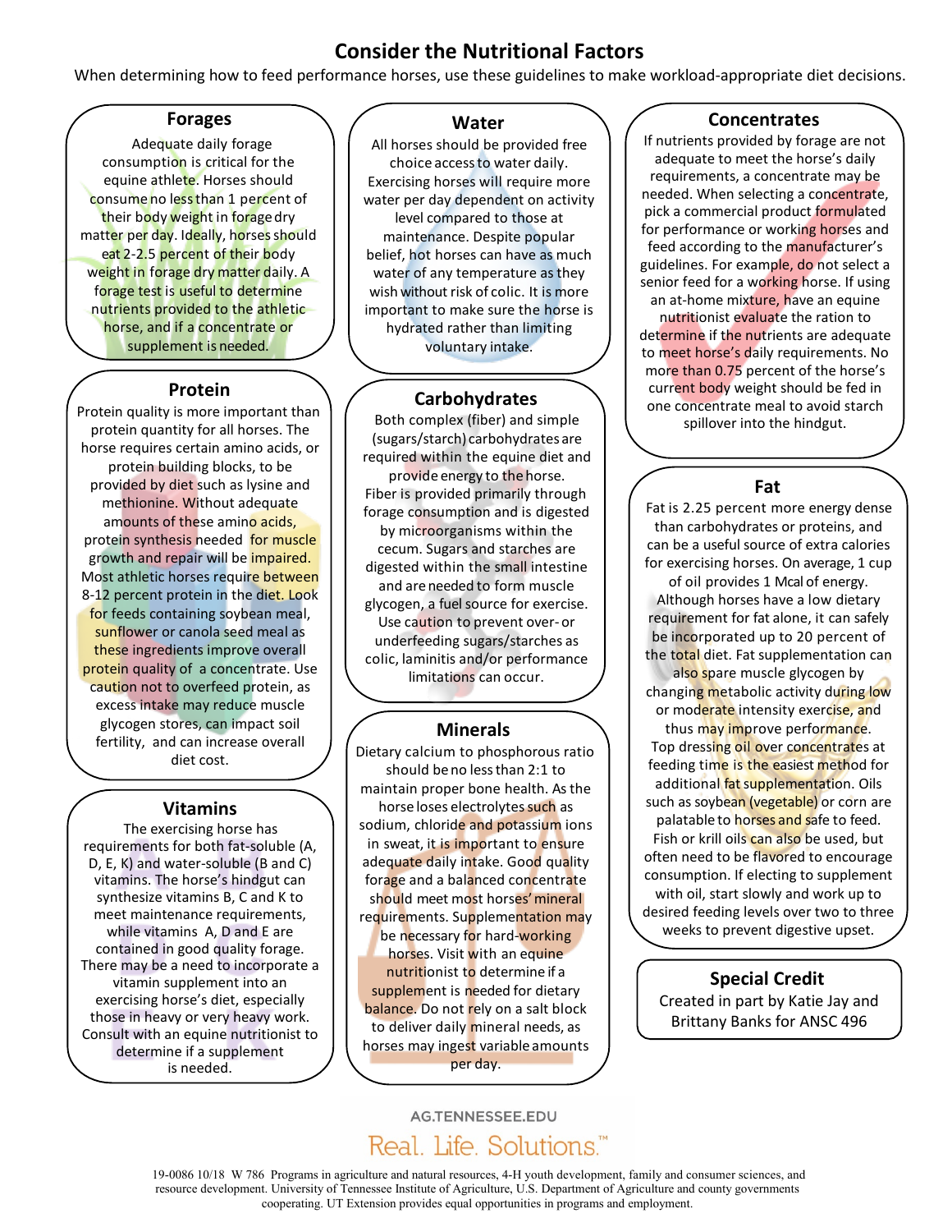# Consider the Nutritional Factors

When determining how to feed performance horses, use these guidelines to make workload-appropriate diet decisions.

## Forages

Adequate daily forage consumption is critical for the equine athlete. Horses should consume no less than 1 percent of their body weight in forage dry matter per day. Ideally, horses should eat 2-2.5 percent of their body weight in forage dry matter daily. A forage test is useful to determine nutrients provided to the athletic horse, and if a concentrate or supplement is needed.

## Protein

Protein quality is more important than protein quantity for all horses. The horse requires certain amino acids, or protein building blocks, to be provided by diet such as lysine and methionine. Without adequate amounts of these amino acids, protein synthesis needed for muscle growth and repair will be impaired. Most athletic horses require between 8-12 percent protein in the diet. Look for feeds containing soybean meal, sunflower or canola seed meal as these ingredients improve overall protein quality of a concentrate. Use caution not to overfeed protein, as excess intake may reduce muscle glycogen stores, can impact soil fertility, and can increase overall diet cost.

## Vitamins

The exercising horse has requirements for both fat-soluble (A, D, E, K) and water-soluble (B and C) vitamins. The horse's hindgut can synthesize vitamins B, C and K to meet maintenance requirements, while vitamins A, D and E are contained in good quality forage. There may be a need to incorporate a vitamin supplement into an exercising horse's diet, especially those in heavy or very heavy work. Consult with an equine nutritionist to determine if a supplement is needed.

## Water

All horses should be provided free choice access to water daily. Exercising horses will require more water per day dependent on activity level compared to those at maintenance. Despite popular belief, hot horses can have as much water of any temperature as they wish without risk of colic. It is more important to make sure the horse is hydrated rather than limiting voluntary intake.

## Carbohydrates

Both complex (fiber) and simple (sugars/starch) carbohydrates are required within the equine diet and provide energy to the horse. Fiber is provided primarily through forage consumption and is digested by microorganisms within the cecum. Sugars and starches are digested within the small intestine and are needed to form muscle glycogen, a fuel source for exercise. Use caution to prevent over- or underfeeding sugars/starches as colic, laminitis and/or performance limitations can occur.

## Minerals

Dietary calcium to phosphorous ratio should be no less than 2:1 to maintain proper bone health. As the horse loses electrolytes such as sodium, chloride and potassium ions in sweat, it is important to ensure adequate daily intake. Good quality forage and a balanced concentrate should meet most horses' mineral requirements. Supplementation may be necessary for hard-working horses. Visit with an equine nutritionist to determine if a supplement is needed for dietary balance. Do not rely on a salt block to deliver daily mineral needs, as horses may ingest variable amounts per day.

## Concentrates

If nutrients provided by forage are not adequate to meet the horse's daily requirements, a concentrate may be needed. When selecting a concentrate, pick a commercial product formulated for performance or working horses and feed according to the manufacturer's guidelines. For example, do not select a senior feed for a working horse. If using an at-home mixture, have an equine nutritionist evaluate the ration to determine if the nutrients are adequate to meet horse's daily requirements. No more than 0.75 percent of the horse's current body weight should be fed in one concentrate meal to avoid starch spillover into the hindgut.

## Fat

Fat is 2.25 percent more energy dense than carbohydrates or proteins, and can be a useful source of extra calories for exercising horses. On average, 1 cup of oil provides 1 Mcal of energy. Although horses have a low dietary requirement for fat alone, it can safely be incorporated up to 20 percent of the total diet. Fat supplementation can also spare muscle glycogen by changing metabolic activity during low or moderate intensity exercise, and thus may improve performance. Top dressing oil over concentrates at feeding time is the easiest method for additional fat supplementation. Oils such as soybean (vegetable) or corn are palatable to horses and safe to feed. Fish or krill oils can also be used, but often need to be flavored to encourage consumption. If electing to supplement with oil, start slowly and work up to desired feeding levels over two to three weeks to prevent digestive upset.

## Special Credit

Created in part by Katie Jay and Brittany Banks for ANSC 496

AG.TENNESSEE.EDU

Real. Life. Solutions.™

19-0086 10/18 W 786 Programs in agriculture and natural resources, 4-H youth development, family and consumer sciences, and resource development. University of Tennessee Institute of Agriculture, U.S. Department of Agriculture and county governments cooperating. UT Extension provides equal opportunities in programs and employment.